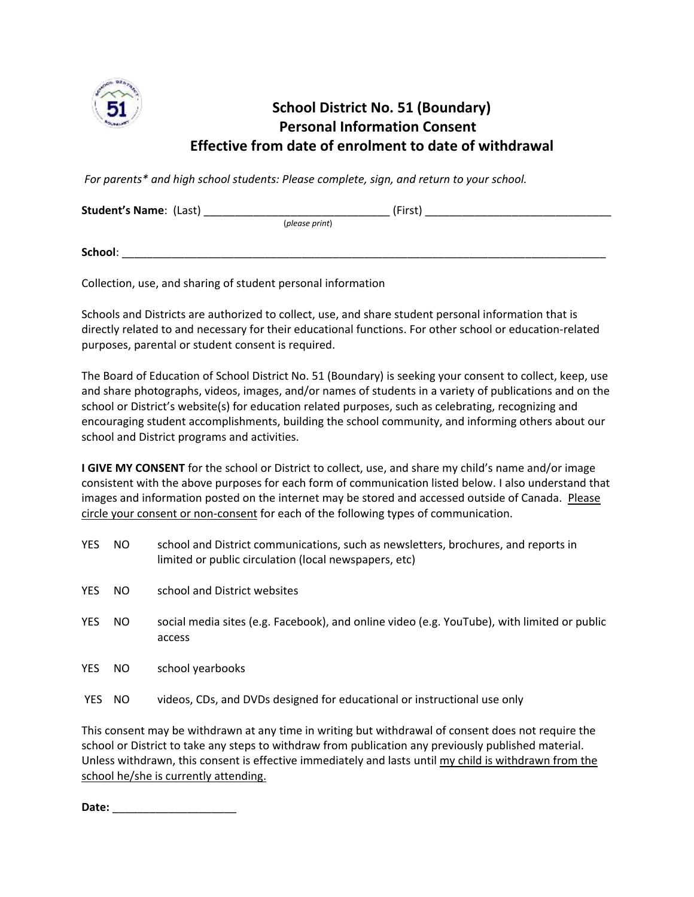# School District No. 51 (Boundary)
## Personal Information Consent
## Effective from date of enrolment to date of withdrawal

*For parents\* and high school students: Please complete, sign, and return to your school.*

**Student's Name**: (Last) ______________________________ (First) ______________________________
(*please print*)

**School**: ________________________________________________________________________________

Collection, use, and sharing of student personal information

Schools and Districts are authorized to collect, use, and share student personal information that is directly related to and necessary for their educational functions. For other school or education-related purposes, parental or student consent is required.

The Board of Education of School District No. 51 (Boundary) is seeking your consent to collect, keep, use and share photographs, videos, images, and/or names of students in a variety of publications and on the school or District's website(s) for education related purposes, such as celebrating, recognizing and encouraging student accomplishments, building the school community, and informing others about our school and District programs and activities.

**I GIVE MY CONSENT** for the school or District to collect, use, and share my child's name and/or image consistent with the above purposes for each form of communication listed below. I also understand that images and information posted on the internet may be stored and accessed outside of Canada. <u>Please circle your consent or non-consent</u> for each of the following types of communication.

YES NO school and District communications, such as newsletters, brochures, and reports in limited or public circulation (local newspapers, etc)

YES NO school and District websites

YES NO social media sites (e.g. Facebook), and online video (e.g. YouTube), with limited or public access

YES NO school yearbooks

YES NO videos, CDs, and DVDs designed for educational or instructional use only

This consent may be withdrawn at any time in writing but withdrawal of consent does not require the school or District to take any steps to withdraw from publication any previously published material. Unless withdrawn, this consent is effective immediately and lasts until <u>my child is withdrawn from the school he/she is currently attending.</u>

**Date:** ____________________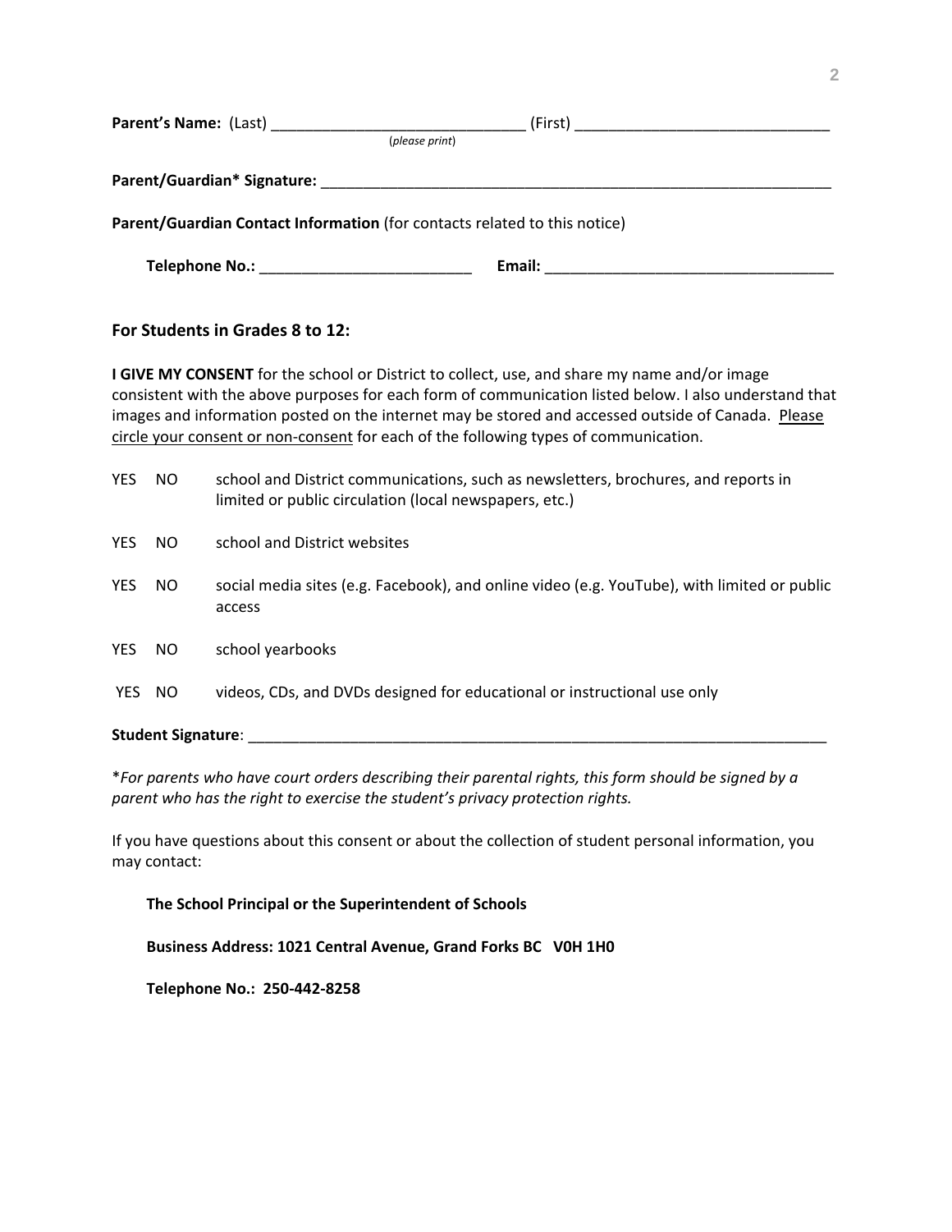**Parent's Name:** (Last) ______________________________ (First) ______________________________
(*please print*)

**Parent/Guardian\* Signature:** ______________________________________________________________

**Parent/Guardian Contact Information** (for contacts related to this notice)

**Telephone No.:** _________________________ **Email:** __________________________________

### For Students in Grades 8 to 12:

**I GIVE MY CONSENT** for the school or District to collect, use, and share my name and/or image consistent with the above purposes for each form of communication listed below. I also understand that images and information posted on the internet may be stored and accessed outside of Canada. <u>Please circle your consent or non-consent</u> for each of the following types of communication.

YES NO school and District communications, such as newsletters, brochures, and reports in limited or public circulation (local newspapers, etc.)

YES NO school and District websites

YES NO social media sites (e.g. Facebook), and online video (e.g. YouTube), with limited or public access

YES NO school yearbooks

YES NO videos, CDs, and DVDs designed for educational or instructional use only

**Student Signature**: ______________________________________________________________________

*\*For parents who have court orders describing their parental rights, this form should be signed by a parent who has the right to exercise the student's privacy protection rights.*

If you have questions about this consent or about the collection of student personal information, you may contact:

**The School Principal or the Superintendent of Schools**

**Business Address: 1021 Central Avenue, Grand Forks BC V0H 1H0**

**Telephone No.: 250-442-8258**